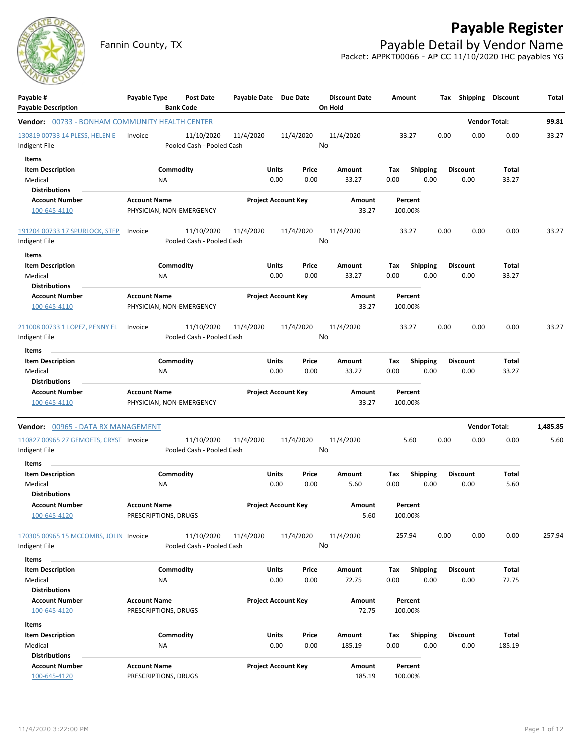# Payable Register

Fannin County, TX

## Payable Detail by Vendor Name

Packet: APPKT00066 - AP CC 11/10/2020 IHC payables YG

| Payable # / Payable Description | Payable Type | Post Date / Bank Code | Payable Date | Due Date | Discount Date / On Hold | Amount | Tax | Shipping | Discount | Total |
|---|---|---|---|---|---|---|---|---|---|---|

**Vendor: 00733 - BONHAM COMMUNITY HEALTH CENTER** — Vendor Total: 99.81

| Payable # | Payable Type | Post Date | Payable Date | Due Date | Discount Date | Amount | Tax | Shipping | Discount | Total |
|---|---|---|---|---|---|---|---|---|---|---|
| 130819 00733 14 PLESS, HELEN E | Invoice | 11/10/2020 | 11/4/2020 | 11/4/2020 | 11/4/2020 | 33.27 | 0.00 | 0.00 | 0.00 | 33.27 |
| Indigent File | | Pooled Cash - Pooled Cash | | | No | | | | | |

Items

| Item Description | Commodity | Units | Price | Amount | Tax | Shipping | Discount | Total |
|---|---|---|---|---|---|---|---|---|
| Medical | NA | 0.00 | 0.00 | 33.27 | 0.00 | 0.00 | 0.00 | 33.27 |

Distributions

| Account Number | Account Name | Project Account Key | Amount | Percent |
|---|---|---|---|---|
| 100-645-4110 | PHYSICIAN, NON-EMERGENCY | | 33.27 | 100.00% |

| Payable # | Payable Type | Post Date | Payable Date | Due Date | Discount Date | Amount | Tax | Shipping | Discount | Total |
|---|---|---|---|---|---|---|---|---|---|---|
| 191204 00733 17 SPURLOCK, STEP | Invoice | 11/10/2020 | 11/4/2020 | 11/4/2020 | 11/4/2020 | 33.27 | 0.00 | 0.00 | 0.00 | 33.27 |
| Indigent File | | Pooled Cash - Pooled Cash | | | No | | | | | |

Items

| Item Description | Commodity | Units | Price | Amount | Tax | Shipping | Discount | Total |
|---|---|---|---|---|---|---|---|---|
| Medical | NA | 0.00 | 0.00 | 33.27 | 0.00 | 0.00 | 0.00 | 33.27 |

Distributions

| Account Number | Account Name | Project Account Key | Amount | Percent |
|---|---|---|---|---|
| 100-645-4110 | PHYSICIAN, NON-EMERGENCY | | 33.27 | 100.00% |

| Payable # | Payable Type | Post Date | Payable Date | Due Date | Discount Date | Amount | Tax | Shipping | Discount | Total |
|---|---|---|---|---|---|---|---|---|---|---|
| 211008 00733 1 LOPEZ, PENNY EL | Invoice | 11/10/2020 | 11/4/2020 | 11/4/2020 | 11/4/2020 | 33.27 | 0.00 | 0.00 | 0.00 | 33.27 |
| Indigent File | | Pooled Cash - Pooled Cash | | | No | | | | | |

Items

| Item Description | Commodity | Units | Price | Amount | Tax | Shipping | Discount | Total |
|---|---|---|---|---|---|---|---|---|
| Medical | NA | 0.00 | 0.00 | 33.27 | 0.00 | 0.00 | 0.00 | 33.27 |

Distributions

| Account Number | Account Name | Project Account Key | Amount | Percent |
|---|---|---|---|---|
| 100-645-4110 | PHYSICIAN, NON-EMERGENCY | | 33.27 | 100.00% |

**Vendor: 00965 - DATA RX MANAGEMENT** — Vendor Total: 1,485.85

| Payable # | Payable Type | Post Date | Payable Date | Due Date | Discount Date | Amount | Tax | Shipping | Discount | Total |
|---|---|---|---|---|---|---|---|---|---|---|
| 110827 00965 27 GEMOETS, CRYST | Invoice | 11/10/2020 | 11/4/2020 | 11/4/2020 | 11/4/2020 | 5.60 | 0.00 | 0.00 | 0.00 | 5.60 |
| Indigent File | | Pooled Cash - Pooled Cash | | | No | | | | | |

Items

| Item Description | Commodity | Units | Price | Amount | Tax | Shipping | Discount | Total |
|---|---|---|---|---|---|---|---|---|
| Medical | NA | 0.00 | 0.00 | 5.60 | 0.00 | 0.00 | 0.00 | 5.60 |

Distributions

| Account Number | Account Name | Project Account Key | Amount | Percent |
|---|---|---|---|---|
| 100-645-4120 | PRESCRIPTIONS, DRUGS | | 5.60 | 100.00% |

| Payable # | Payable Type | Post Date | Payable Date | Due Date | Discount Date | Amount | Tax | Shipping | Discount | Total |
|---|---|---|---|---|---|---|---|---|---|---|
| 170305 00965 15 MCCOMBS, JOLIN | Invoice | 11/10/2020 | 11/4/2020 | 11/4/2020 | 11/4/2020 | 257.94 | 0.00 | 0.00 | 0.00 | 257.94 |
| Indigent File | | Pooled Cash - Pooled Cash | | | No | | | | | |

Items

| Item Description | Commodity | Units | Price | Amount | Tax | Shipping | Discount | Total |
|---|---|---|---|---|---|---|---|---|
| Medical | NA | 0.00 | 0.00 | 72.75 | 0.00 | 0.00 | 0.00 | 72.75 |

Distributions

| Account Number | Account Name | Project Account Key | Amount | Percent |
|---|---|---|---|---|
| 100-645-4120 | PRESCRIPTIONS, DRUGS | | 72.75 | 100.00% |

Items

| Item Description | Commodity | Units | Price | Amount | Tax | Shipping | Discount | Total |
|---|---|---|---|---|---|---|---|---|
| Medical | NA | 0.00 | 0.00 | 185.19 | 0.00 | 0.00 | 0.00 | 185.19 |

Distributions

| Account Number | Account Name | Project Account Key | Amount | Percent |
|---|---|---|---|---|
| 100-645-4120 | PRESCRIPTIONS, DRUGS | | 185.19 | 100.00% |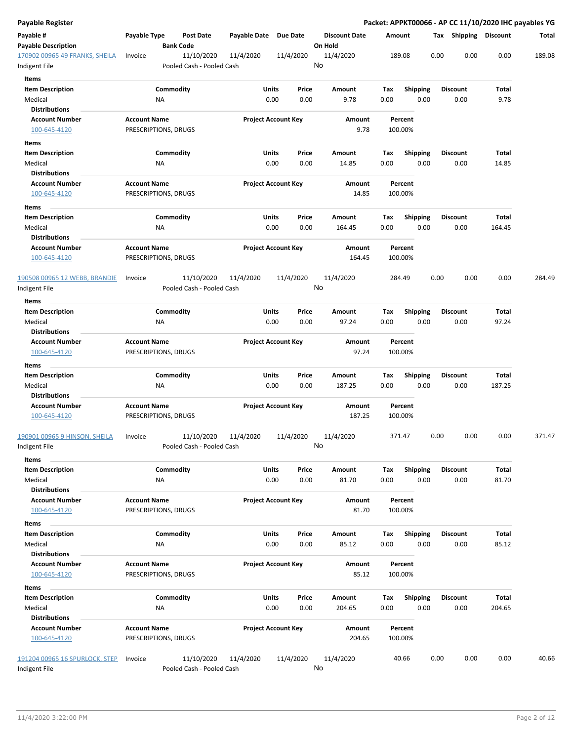**Payable Register** — **Packet: APPKT00066 - AP CC 11/10/2020 IHC payables YG**

| Payable # / Payable Description | Payable Type | Post Date / Bank Code | Payable Date | Due Date | Discount Date / On Hold | Amount | Tax | Shipping | Discount | Total |
|---|---|---|---|---|---|---|---|---|---|---|
| 170902 00965 49 FRANKS, SHEILA | Invoice | 11/10/2020 | 11/4/2020 | 11/4/2020 | 11/4/2020 | 189.08 | 0.00 | 0.00 | 0.00 | 189.08 |
| Indigent File | | Pooled Cash - Pooled Cash | | | No | | | | | |

**Items**

| Item Description | Commodity | Units | Price | Amount | Tax | Shipping | Discount | Total |
|---|---|---|---|---|---|---|---|---|
| Medical | NA | 0.00 | 0.00 | 9.78 | 0.00 | 0.00 | 0.00 | 9.78 |

**Distributions**

| Account Number | Account Name | Project Account Key | Amount | Percent |
|---|---|---|---|---|
| 100-645-4120 | PRESCRIPTIONS, DRUGS | | 9.78 | 100.00% |

**Items**

| Item Description | Commodity | Units | Price | Amount | Tax | Shipping | Discount | Total |
|---|---|---|---|---|---|---|---|---|
| Medical | NA | 0.00 | 0.00 | 14.85 | 0.00 | 0.00 | 0.00 | 14.85 |

**Distributions**

| Account Number | Account Name | Project Account Key | Amount | Percent |
|---|---|---|---|---|
| 100-645-4120 | PRESCRIPTIONS, DRUGS | | 14.85 | 100.00% |

**Items**

| Item Description | Commodity | Units | Price | Amount | Tax | Shipping | Discount | Total |
|---|---|---|---|---|---|---|---|---|
| Medical | NA | 0.00 | 0.00 | 164.45 | 0.00 | 0.00 | 0.00 | 164.45 |

**Distributions**

| Account Number | Account Name | Project Account Key | Amount | Percent |
|---|---|---|---|---|
| 100-645-4120 | PRESCRIPTIONS, DRUGS | | 164.45 | 100.00% |

| Payable # / Payable Description | Payable Type | Post Date / Bank Code | Payable Date | Due Date | Discount Date / On Hold | Amount | Tax | Shipping | Discount | Total |
|---|---|---|---|---|---|---|---|---|---|---|
| 190508 00965 12 WEBB, BRANDIE | Invoice | 11/10/2020 | 11/4/2020 | 11/4/2020 | 11/4/2020 | 284.49 | 0.00 | 0.00 | 0.00 | 284.49 |
| Indigent File | | Pooled Cash - Pooled Cash | | | No | | | | | |

**Items**

| Item Description | Commodity | Units | Price | Amount | Tax | Shipping | Discount | Total |
|---|---|---|---|---|---|---|---|---|
| Medical | NA | 0.00 | 0.00 | 97.24 | 0.00 | 0.00 | 0.00 | 97.24 |

**Distributions**

| Account Number | Account Name | Project Account Key | Amount | Percent |
|---|---|---|---|---|
| 100-645-4120 | PRESCRIPTIONS, DRUGS | | 97.24 | 100.00% |

**Items**

| Item Description | Commodity | Units | Price | Amount | Tax | Shipping | Discount | Total |
|---|---|---|---|---|---|---|---|---|
| Medical | NA | 0.00 | 0.00 | 187.25 | 0.00 | 0.00 | 0.00 | 187.25 |

**Distributions**

| Account Number | Account Name | Project Account Key | Amount | Percent |
|---|---|---|---|---|
| 100-645-4120 | PRESCRIPTIONS, DRUGS | | 187.25 | 100.00% |

| Payable # / Payable Description | Payable Type | Post Date / Bank Code | Payable Date | Due Date | Discount Date / On Hold | Amount | Tax | Shipping | Discount | Total |
|---|---|---|---|---|---|---|---|---|---|---|
| 190901 00965 9 HINSON, SHEILA | Invoice | 11/10/2020 | 11/4/2020 | 11/4/2020 | 11/4/2020 | 371.47 | 0.00 | 0.00 | 0.00 | 371.47 |
| Indigent File | | Pooled Cash - Pooled Cash | | | No | | | | | |

**Items**

| Item Description | Commodity | Units | Price | Amount | Tax | Shipping | Discount | Total |
|---|---|---|---|---|---|---|---|---|
| Medical | NA | 0.00 | 0.00 | 81.70 | 0.00 | 0.00 | 0.00 | 81.70 |

**Distributions**

| Account Number | Account Name | Project Account Key | Amount | Percent |
|---|---|---|---|---|
| 100-645-4120 | PRESCRIPTIONS, DRUGS | | 81.70 | 100.00% |

**Items**

| Item Description | Commodity | Units | Price | Amount | Tax | Shipping | Discount | Total |
|---|---|---|---|---|---|---|---|---|
| Medical | NA | 0.00 | 0.00 | 85.12 | 0.00 | 0.00 | 0.00 | 85.12 |

**Distributions**

| Account Number | Account Name | Project Account Key | Amount | Percent |
|---|---|---|---|---|
| 100-645-4120 | PRESCRIPTIONS, DRUGS | | 85.12 | 100.00% |

**Items**

| Item Description | Commodity | Units | Price | Amount | Tax | Shipping | Discount | Total |
|---|---|---|---|---|---|---|---|---|
| Medical | NA | 0.00 | 0.00 | 204.65 | 0.00 | 0.00 | 0.00 | 204.65 |

**Distributions**

| Account Number | Account Name | Project Account Key | Amount | Percent |
|---|---|---|---|---|
| 100-645-4120 | PRESCRIPTIONS, DRUGS | | 204.65 | 100.00% |

| Payable # / Payable Description | Payable Type | Post Date / Bank Code | Payable Date | Due Date | Discount Date / On Hold | Amount | Tax | Shipping | Discount | Total |
|---|---|---|---|---|---|---|---|---|---|---|
| 191204 00965 16 SPURLOCK, STEP | Invoice | 11/10/2020 | 11/4/2020 | 11/4/2020 | 11/4/2020 | 40.66 | 0.00 | 0.00 | 0.00 | 40.66 |
| Indigent File | | Pooled Cash - Pooled Cash | | | No | | | | | |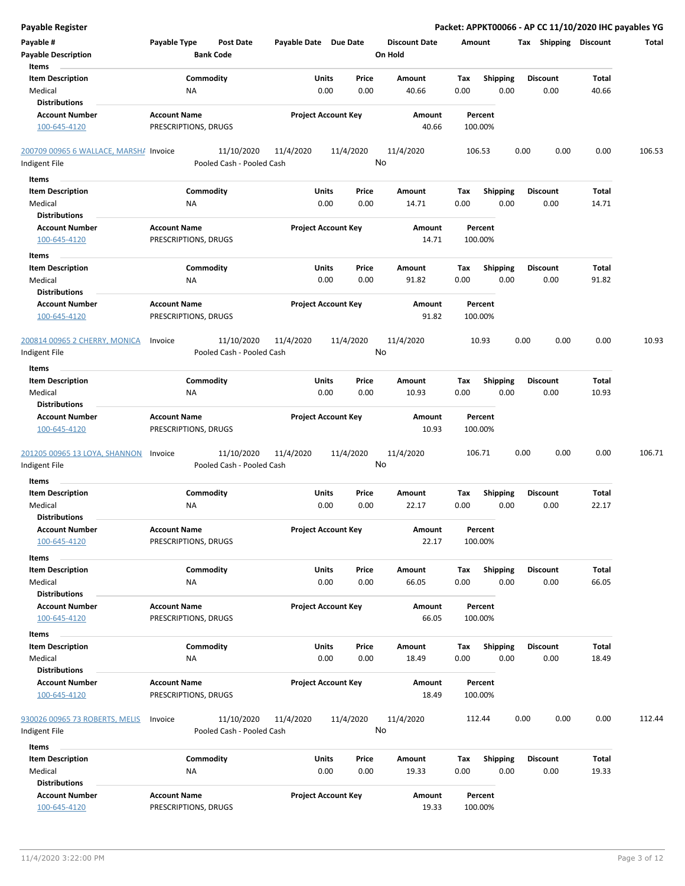# Payable Register

**Packet: APPKT00066 - AP CC 11/10/2020 IHC payables YG**

| Payable # | Payable Type | Post Date | Payable Date | Due Date | Discount Date | Amount | Tax | Shipping | Discount | Total |
|---|---|---|---|---|---|---|---|---|---|---|
| Payable Description | | Bank Code | | | On Hold | | | | | |

**Items**

| Item Description | Commodity | Units | Price | Amount | Tax | Shipping | Discount | Total |
|---|---|---|---|---|---|---|---|---|
| Medical | NA | 0.00 | 0.00 | 40.66 | 0.00 | 0.00 | 0.00 | 40.66 |

**Distributions**

| Account Number | Account Name | Project Account Key | Amount | Percent |
|---|---|---|---|---|
| 100-645-4120 | PRESCRIPTIONS, DRUGS | | 40.66 | 100.00% |

---

| Payable # | Payable Type | Post Date | Payable Date | Due Date | Discount Date | Amount | Tax | Shipping | Discount | Total |
|---|---|---|---|---|---|---|---|---|---|---|
| 200709 00965 6 WALLACE, MARSHA | Invoice | 11/10/2020 | 11/4/2020 | 11/4/2020 | 11/4/2020 | 106.53 | 0.00 | 0.00 | 0.00 | 106.53 |
| Indigent File | | Pooled Cash - Pooled Cash | | | No | | | | | |

**Items**

| Item Description | Commodity | Units | Price | Amount | Tax | Shipping | Discount | Total |
|---|---|---|---|---|---|---|---|---|
| Medical | NA | 0.00 | 0.00 | 14.71 | 0.00 | 0.00 | 0.00 | 14.71 |

**Distributions**

| Account Number | Account Name | Project Account Key | Amount | Percent |
|---|---|---|---|---|
| 100-645-4120 | PRESCRIPTIONS, DRUGS | | 14.71 | 100.00% |

**Items**

| Item Description | Commodity | Units | Price | Amount | Tax | Shipping | Discount | Total |
|---|---|---|---|---|---|---|---|---|
| Medical | NA | 0.00 | 0.00 | 91.82 | 0.00 | 0.00 | 0.00 | 91.82 |

**Distributions**

| Account Number | Account Name | Project Account Key | Amount | Percent |
|---|---|---|---|---|
| 100-645-4120 | PRESCRIPTIONS, DRUGS | | 91.82 | 100.00% |

---

| Payable # | Payable Type | Post Date | Payable Date | Due Date | Discount Date | Amount | Tax | Shipping | Discount | Total |
|---|---|---|---|---|---|---|---|---|---|---|
| 200814 00965 2 CHERRY, MONICA | Invoice | 11/10/2020 | 11/4/2020 | 11/4/2020 | 11/4/2020 | 10.93 | 0.00 | 0.00 | 0.00 | 10.93 |
| Indigent File | | Pooled Cash - Pooled Cash | | | No | | | | | |

**Items**

| Item Description | Commodity | Units | Price | Amount | Tax | Shipping | Discount | Total |
|---|---|---|---|---|---|---|---|---|
| Medical | NA | 0.00 | 0.00 | 10.93 | 0.00 | 0.00 | 0.00 | 10.93 |

**Distributions**

| Account Number | Account Name | Project Account Key | Amount | Percent |
|---|---|---|---|---|
| 100-645-4120 | PRESCRIPTIONS, DRUGS | | 10.93 | 100.00% |

---

| Payable # | Payable Type | Post Date | Payable Date | Due Date | Discount Date | Amount | Tax | Shipping | Discount | Total |
|---|---|---|---|---|---|---|---|---|---|---|
| 201205 00965 13 LOYA, SHANNON | Invoice | 11/10/2020 | 11/4/2020 | 11/4/2020 | 11/4/2020 | 106.71 | 0.00 | 0.00 | 0.00 | 106.71 |
| Indigent File | | Pooled Cash - Pooled Cash | | | No | | | | | |

**Items**

| Item Description | Commodity | Units | Price | Amount | Tax | Shipping | Discount | Total |
|---|---|---|---|---|---|---|---|---|
| Medical | NA | 0.00 | 0.00 | 22.17 | 0.00 | 0.00 | 0.00 | 22.17 |

**Distributions**

| Account Number | Account Name | Project Account Key | Amount | Percent |
|---|---|---|---|---|
| 100-645-4120 | PRESCRIPTIONS, DRUGS | | 22.17 | 100.00% |

**Items**

| Item Description | Commodity | Units | Price | Amount | Tax | Shipping | Discount | Total |
|---|---|---|---|---|---|---|---|---|
| Medical | NA | 0.00 | 0.00 | 66.05 | 0.00 | 0.00 | 0.00 | 66.05 |

**Distributions**

| Account Number | Account Name | Project Account Key | Amount | Percent |
|---|---|---|---|---|
| 100-645-4120 | PRESCRIPTIONS, DRUGS | | 66.05 | 100.00% |

**Items**

| Item Description | Commodity | Units | Price | Amount | Tax | Shipping | Discount | Total |
|---|---|---|---|---|---|---|---|---|
| Medical | NA | 0.00 | 0.00 | 18.49 | 0.00 | 0.00 | 0.00 | 18.49 |

**Distributions**

| Account Number | Account Name | Project Account Key | Amount | Percent |
|---|---|---|---|---|
| 100-645-4120 | PRESCRIPTIONS, DRUGS | | 18.49 | 100.00% |

---

| Payable # | Payable Type | Post Date | Payable Date | Due Date | Discount Date | Amount | Tax | Shipping | Discount | Total |
|---|---|---|---|---|---|---|---|---|---|---|
| 930026 00965 73 ROBERTS, MELIS | Invoice | 11/10/2020 | 11/4/2020 | 11/4/2020 | 11/4/2020 | 112.44 | 0.00 | 0.00 | 0.00 | 112.44 |
| Indigent File | | Pooled Cash - Pooled Cash | | | No | | | | | |

**Items**

| Item Description | Commodity | Units | Price | Amount | Tax | Shipping | Discount | Total |
|---|---|---|---|---|---|---|---|---|
| Medical | NA | 0.00 | 0.00 | 19.33 | 0.00 | 0.00 | 0.00 | 19.33 |

**Distributions**

| Account Number | Account Name | Project Account Key | Amount | Percent |
|---|---|---|---|---|
| 100-645-4120 | PRESCRIPTIONS, DRUGS | | 19.33 | 100.00% |

11/4/2020 3:22:00 PM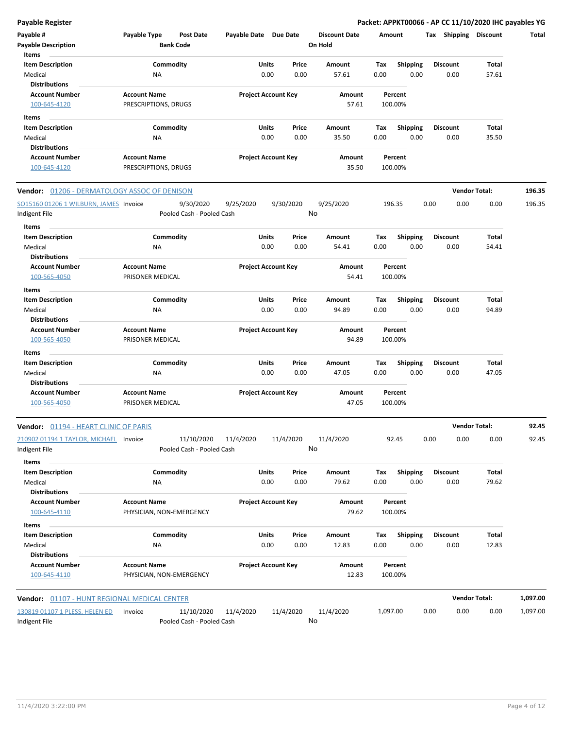**Payable Register** — **Packet: APPKT00066 - AP CC 11/10/2020 IHC payables YG**

| Payable # | Payable Type | Post Date | Payable Date | Due Date | Discount Date | Amount | Tax | Shipping | Discount | Total |
|---|---|---|---|---|---|---|---|---|---|---|
| Payable Description | | Bank Code | | | On Hold | | | | | |

**Items**

| Item Description | Commodity | Units | Price | Amount | Tax | Shipping | Discount | Total |
|---|---|---|---|---|---|---|---|---|
| Medical | NA | 0.00 | 0.00 | 57.61 | 0.00 | 0.00 | 0.00 | 57.61 |

**Distributions**

| Account Number | Account Name | Project Account Key | Amount | Percent |
|---|---|---|---|---|
| 100-645-4120 | PRESCRIPTIONS, DRUGS | | 57.61 | 100.00% |

**Items**

| Item Description | Commodity | Units | Price | Amount | Tax | Shipping | Discount | Total |
|---|---|---|---|---|---|---|---|---|
| Medical | NA | 0.00 | 0.00 | 35.50 | 0.00 | 0.00 | 0.00 | 35.50 |

**Distributions**

| Account Number | Account Name | Project Account Key | Amount | Percent |
|---|---|---|---|---|
| 100-645-4120 | PRESCRIPTIONS, DRUGS | | 35.50 | 100.00% |

**Vendor:** 01206 - DERMATOLOGY ASSOC OF DENISON — **Vendor Total: 196.35**

| Payable # | Payable Type | Post Date | Payable Date | Due Date | Discount Date | Amount | Tax | Shipping | Discount | Total |
|---|---|---|---|---|---|---|---|---|---|---|
| SO15160 01206 1 WILBURN, JAMES | Invoice | 9/30/2020 | 9/25/2020 | 9/30/2020 | 9/25/2020 | 196.35 | 0.00 | 0.00 | 0.00 | 196.35 |
| Indigent File | | Pooled Cash - Pooled Cash | | | No | | | | | |

**Items**

| Item Description | Commodity | Units | Price | Amount | Tax | Shipping | Discount | Total |
|---|---|---|---|---|---|---|---|---|
| Medical | NA | 0.00 | 0.00 | 54.41 | 0.00 | 0.00 | 0.00 | 54.41 |

**Distributions**

| Account Number | Account Name | Project Account Key | Amount | Percent |
|---|---|---|---|---|
| 100-565-4050 | PRISONER MEDICAL | | 54.41 | 100.00% |

**Items**

| Item Description | Commodity | Units | Price | Amount | Tax | Shipping | Discount | Total |
|---|---|---|---|---|---|---|---|---|
| Medical | NA | 0.00 | 0.00 | 94.89 | 0.00 | 0.00 | 0.00 | 94.89 |

**Distributions**

| Account Number | Account Name | Project Account Key | Amount | Percent |
|---|---|---|---|---|
| 100-565-4050 | PRISONER MEDICAL | | 94.89 | 100.00% |

**Items**

| Item Description | Commodity | Units | Price | Amount | Tax | Shipping | Discount | Total |
|---|---|---|---|---|---|---|---|---|
| Medical | NA | 0.00 | 0.00 | 47.05 | 0.00 | 0.00 | 0.00 | 47.05 |

**Distributions**

| Account Number | Account Name | Project Account Key | Amount | Percent |
|---|---|---|---|---|
| 100-565-4050 | PRISONER MEDICAL | | 47.05 | 100.00% |

**Vendor:** 01194 - HEART CLINIC OF PARIS — **Vendor Total: 92.45**

| Payable # | Payable Type | Post Date | Payable Date | Due Date | Discount Date | Amount | Tax | Shipping | Discount | Total |
|---|---|---|---|---|---|---|---|---|---|---|
| 210902 01194 1 TAYLOR, MICHAEL | Invoice | 11/10/2020 | 11/4/2020 | 11/4/2020 | 11/4/2020 | 92.45 | 0.00 | 0.00 | 0.00 | 92.45 |
| Indigent File | | Pooled Cash - Pooled Cash | | | No | | | | | |

**Items**

| Item Description | Commodity | Units | Price | Amount | Tax | Shipping | Discount | Total |
|---|---|---|---|---|---|---|---|---|
| Medical | NA | 0.00 | 0.00 | 79.62 | 0.00 | 0.00 | 0.00 | 79.62 |

**Distributions**

| Account Number | Account Name | Project Account Key | Amount | Percent |
|---|---|---|---|---|
| 100-645-4110 | PHYSICIAN, NON-EMERGENCY | | 79.62 | 100.00% |

**Items**

| Item Description | Commodity | Units | Price | Amount | Tax | Shipping | Discount | Total |
|---|---|---|---|---|---|---|---|---|
| Medical | NA | 0.00 | 0.00 | 12.83 | 0.00 | 0.00 | 0.00 | 12.83 |

**Distributions**

| Account Number | Account Name | Project Account Key | Amount | Percent |
|---|---|---|---|---|
| 100-645-4110 | PHYSICIAN, NON-EMERGENCY | | 12.83 | 100.00% |

**Vendor:** 01107 - HUNT REGIONAL MEDICAL CENTER — **Vendor Total: 1,097.00**

| Payable # | Payable Type | Post Date | Payable Date | Due Date | Discount Date | Amount | Tax | Shipping | Discount | Total |
|---|---|---|---|---|---|---|---|---|---|---|
| 130819 01107 1 PLESS, HELEN ED | Invoice | 11/10/2020 | 11/4/2020 | 11/4/2020 | 11/4/2020 | 1,097.00 | 0.00 | 0.00 | 0.00 | 1,097.00 |
| Indigent File | | Pooled Cash - Pooled Cash | | | No | | | | | |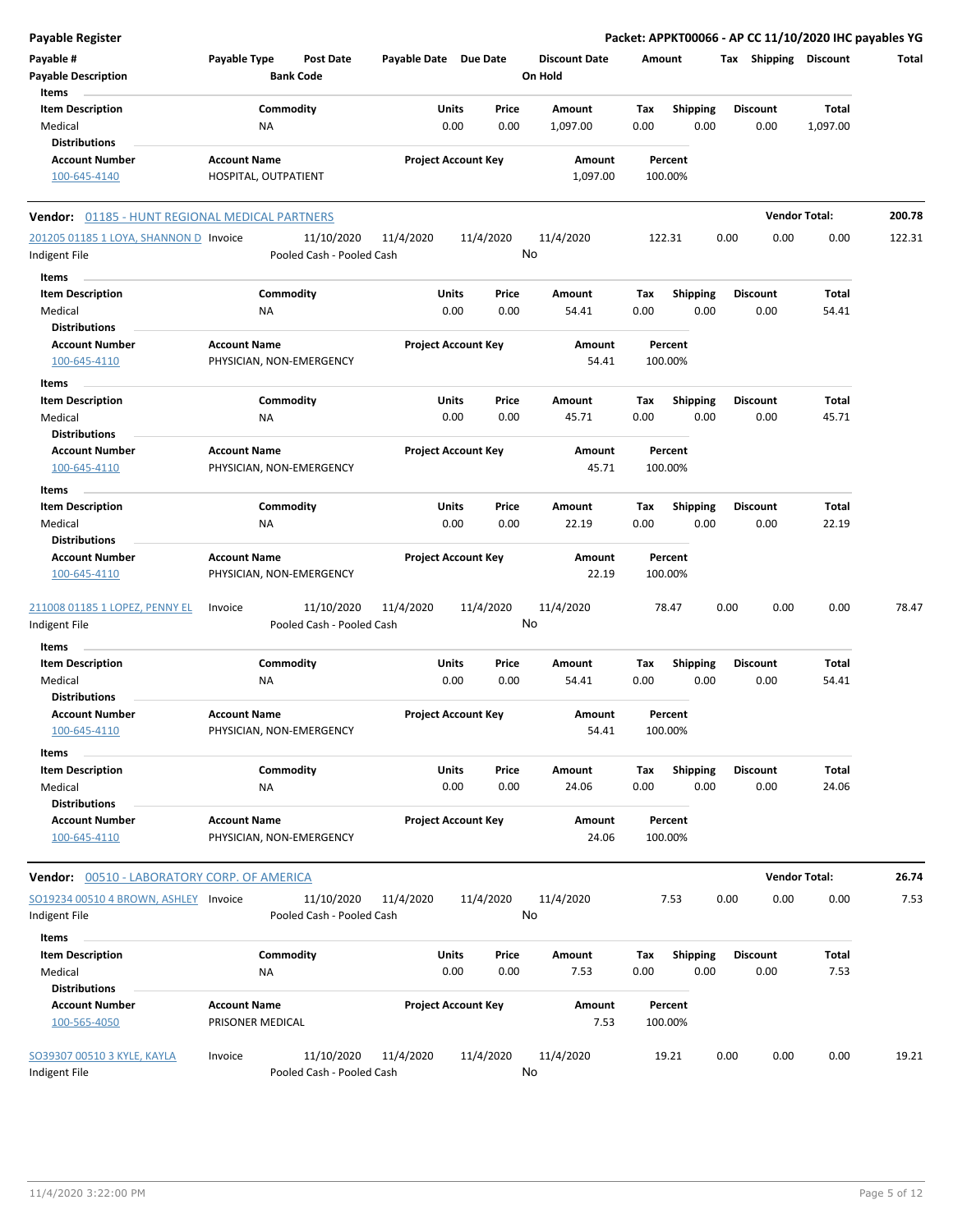**Payable Register** — **Packet: APPKT00066 - AP CC 11/10/2020 IHC payables YG**

| Payable # / Payable Description | Payable Type | Post Date / Bank Code | Payable Date | Due Date | Discount Date / On Hold | Amount | Tax | Shipping | Discount | Total |
|---|---|---|---|---|---|---|---|---|---|---|

Items

| Item Description | Commodity | Units | Price | Amount | Tax | Shipping | Discount | Total |
|---|---|---|---|---|---|---|---|---|
| Medical | NA | 0.00 | 0.00 | 1,097.00 | 0.00 | 0.00 | 0.00 | 1,097.00 |

Distributions

| Account Number | Account Name | Project Account Key | Amount | Percent |
|---|---|---|---|---|
| 100-645-4140 | HOSPITAL, OUTPATIENT | | 1,097.00 | 100.00% |

**Vendor: 01185 - HUNT REGIONAL MEDICAL PARTNERS** — **Vendor Total: 200.78**

| Payable # | Payable Type | Post Date | Payable Date | Due Date | Discount Date | Amount | Tax | Shipping | Discount | Total |
|---|---|---|---|---|---|---|---|---|---|---|
| 201205 01185 1 LOYA, SHANNON D | Invoice | 11/10/2020 | 11/4/2020 | 11/4/2020 | 11/4/2020 | 122.31 | 0.00 | 0.00 | 0.00 | 122.31 |
| Indigent File | | Pooled Cash - Pooled Cash | | | No | | | | | |

Items

| Item Description | Commodity | Units | Price | Amount | Tax | Shipping | Discount | Total |
|---|---|---|---|---|---|---|---|---|
| Medical | NA | 0.00 | 0.00 | 54.41 | 0.00 | 0.00 | 0.00 | 54.41 |

Distributions

| Account Number | Account Name | Project Account Key | Amount | Percent |
|---|---|---|---|---|
| 100-645-4110 | PHYSICIAN, NON-EMERGENCY | | 54.41 | 100.00% |

Items

| Item Description | Commodity | Units | Price | Amount | Tax | Shipping | Discount | Total |
|---|---|---|---|---|---|---|---|---|
| Medical | NA | 0.00 | 0.00 | 45.71 | 0.00 | 0.00 | 0.00 | 45.71 |

Distributions

| Account Number | Account Name | Project Account Key | Amount | Percent |
|---|---|---|---|---|
| 100-645-4110 | PHYSICIAN, NON-EMERGENCY | | 45.71 | 100.00% |

Items

| Item Description | Commodity | Units | Price | Amount | Tax | Shipping | Discount | Total |
|---|---|---|---|---|---|---|---|---|
| Medical | NA | 0.00 | 0.00 | 22.19 | 0.00 | 0.00 | 0.00 | 22.19 |

Distributions

| Account Number | Account Name | Project Account Key | Amount | Percent |
|---|---|---|---|---|
| 100-645-4110 | PHYSICIAN, NON-EMERGENCY | | 22.19 | 100.00% |

| Payable # | Payable Type | Post Date | Payable Date | Due Date | Discount Date | Amount | Tax | Shipping | Discount | Total |
|---|---|---|---|---|---|---|---|---|---|---|
| 211008 01185 1 LOPEZ, PENNY EL | Invoice | 11/10/2020 | 11/4/2020 | 11/4/2020 | 11/4/2020 | 78.47 | 0.00 | 0.00 | 0.00 | 78.47 |
| Indigent File | | Pooled Cash - Pooled Cash | | | No | | | | | |

Items

| Item Description | Commodity | Units | Price | Amount | Tax | Shipping | Discount | Total |
|---|---|---|---|---|---|---|---|---|
| Medical | NA | 0.00 | 0.00 | 54.41 | 0.00 | 0.00 | 0.00 | 54.41 |

Distributions

| Account Number | Account Name | Project Account Key | Amount | Percent |
|---|---|---|---|---|
| 100-645-4110 | PHYSICIAN, NON-EMERGENCY | | 54.41 | 100.00% |

Items

| Item Description | Commodity | Units | Price | Amount | Tax | Shipping | Discount | Total |
|---|---|---|---|---|---|---|---|---|
| Medical | NA | 0.00 | 0.00 | 24.06 | 0.00 | 0.00 | 0.00 | 24.06 |

Distributions

| Account Number | Account Name | Project Account Key | Amount | Percent |
|---|---|---|---|---|
| 100-645-4110 | PHYSICIAN, NON-EMERGENCY | | 24.06 | 100.00% |

**Vendor: 00510 - LABORATORY CORP. OF AMERICA** — **Vendor Total: 26.74**

| Payable # | Payable Type | Post Date | Payable Date | Due Date | Discount Date | Amount | Tax | Shipping | Discount | Total |
|---|---|---|---|---|---|---|---|---|---|---|
| SO19234 00510 4 BROWN, ASHLEY | Invoice | 11/10/2020 | 11/4/2020 | 11/4/2020 | 11/4/2020 | 7.53 | 0.00 | 0.00 | 0.00 | 7.53 |
| Indigent File | | Pooled Cash - Pooled Cash | | | No | | | | | |

Items

| Item Description | Commodity | Units | Price | Amount | Tax | Shipping | Discount | Total |
|---|---|---|---|---|---|---|---|---|
| Medical | NA | 0.00 | 0.00 | 7.53 | 0.00 | 0.00 | 0.00 | 7.53 |

Distributions

| Account Number | Account Name | Project Account Key | Amount | Percent |
|---|---|---|---|---|
| 100-565-4050 | PRISONER MEDICAL | | 7.53 | 100.00% |

| Payable # | Payable Type | Post Date | Payable Date | Due Date | Discount Date | Amount | Tax | Shipping | Discount | Total |
|---|---|---|---|---|---|---|---|---|---|---|
| SO39307 00510 3 KYLE, KAYLA | Invoice | 11/10/2020 | 11/4/2020 | 11/4/2020 | 11/4/2020 | 19.21 | 0.00 | 0.00 | 0.00 | 19.21 |
| Indigent File | | Pooled Cash - Pooled Cash | | | No | | | | | |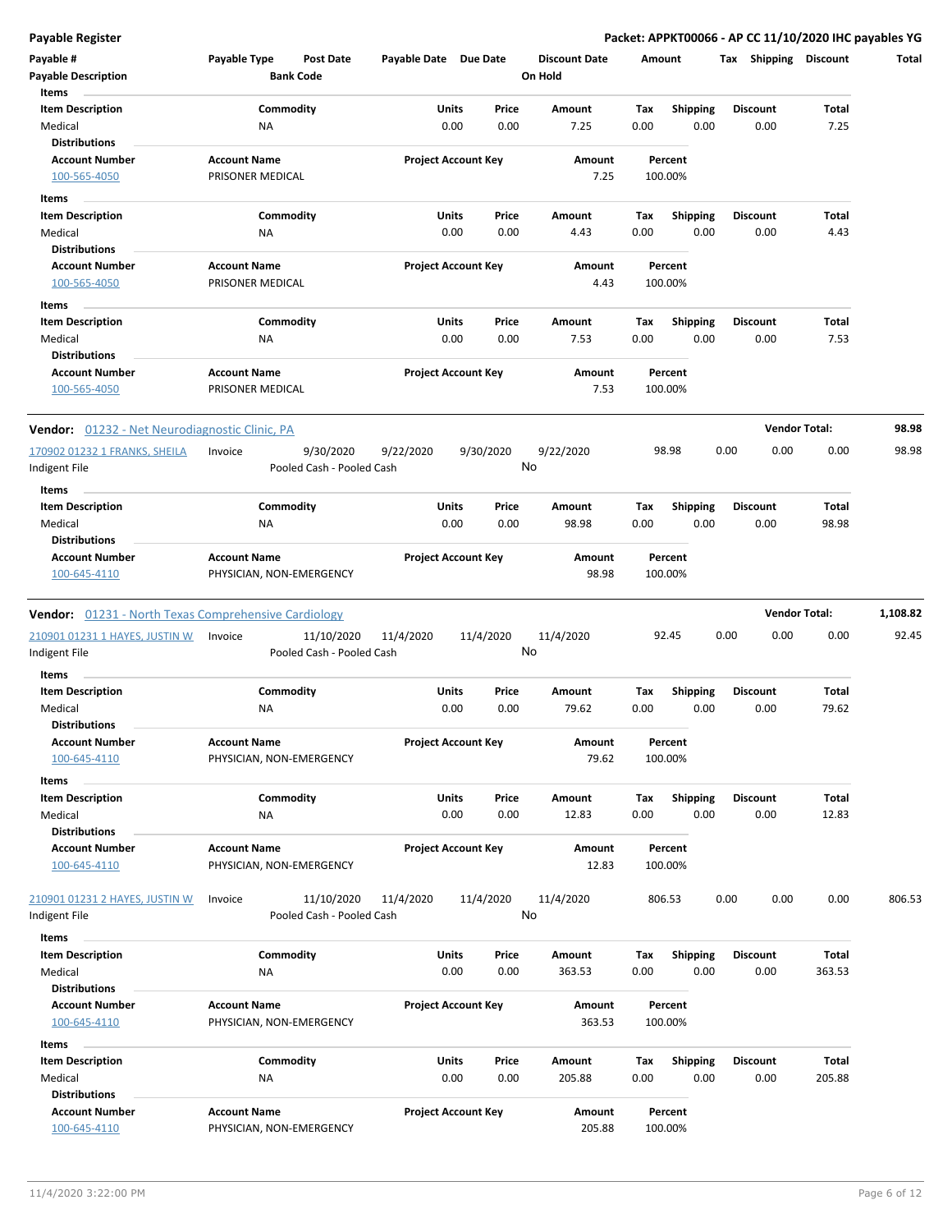| Payable # | Payable Type | Post Date | Payable Date | Due Date | Discount Date | Amount | Tax | Shipping | Discount | Total |
|---|---|---|---|---|---|---|---|---|---|---|
| Payable Description | | Bank Code | | | On Hold | | | | | |

**Items**

| Item Description | Commodity | Units | Price | Amount | Tax | Shipping | Discount | Total |
|---|---|---|---|---|---|---|---|---|
| Medical | NA | 0.00 | 0.00 | 7.25 | 0.00 | 0.00 | 0.00 | 7.25 |

**Distributions**

| Account Number | Account Name | Project Account Key | Amount | Percent |
|---|---|---|---|---|
| 100-565-4050 | PRISONER MEDICAL | | 7.25 | 100.00% |

**Items**

| Item Description | Commodity | Units | Price | Amount | Tax | Shipping | Discount | Total |
|---|---|---|---|---|---|---|---|---|
| Medical | NA | 0.00 | 0.00 | 4.43 | 0.00 | 0.00 | 0.00 | 4.43 |

**Distributions**

| Account Number | Account Name | Project Account Key | Amount | Percent |
|---|---|---|---|---|
| 100-565-4050 | PRISONER MEDICAL | | 4.43 | 100.00% |

**Items**

| Item Description | Commodity | Units | Price | Amount | Tax | Shipping | Discount | Total |
|---|---|---|---|---|---|---|---|---|
| Medical | NA | 0.00 | 0.00 | 7.53 | 0.00 | 0.00 | 0.00 | 7.53 |

**Distributions**

| Account Number | Account Name | Project Account Key | Amount | Percent |
|---|---|---|---|---|
| 100-565-4050 | PRISONER MEDICAL | | 7.53 | 100.00% |

---

**Vendor:** 01232 - Net Neurodiagnostic Clinic, PA — **Vendor Total:** 98.98

| Payable # | Payable Type | Post Date | Payable Date | Due Date | Discount Date | Amount | Tax | Shipping | Discount | Total |
|---|---|---|---|---|---|---|---|---|---|---|
| 170902 01232 1 FRANKS, SHEILA | Invoice | 9/30/2020 | 9/22/2020 | 9/30/2020 | 9/22/2020 | 98.98 | 0.00 | 0.00 | 0.00 | 98.98 |
| Indigent File | | Pooled Cash - Pooled Cash | | | No | | | | | |

**Items**

| Item Description | Commodity | Units | Price | Amount | Tax | Shipping | Discount | Total |
|---|---|---|---|---|---|---|---|---|
| Medical | NA | 0.00 | 0.00 | 98.98 | 0.00 | 0.00 | 0.00 | 98.98 |

**Distributions**

| Account Number | Account Name | Project Account Key | Amount | Percent |
|---|---|---|---|---|
| 100-645-4110 | PHYSICIAN, NON-EMERGENCY | | 98.98 | 100.00% |

---

**Vendor:** 01231 - North Texas Comprehensive Cardiology — **Vendor Total:** 1,108.82

| Payable # | Payable Type | Post Date | Payable Date | Due Date | Discount Date | Amount | Tax | Shipping | Discount | Total |
|---|---|---|---|---|---|---|---|---|---|---|
| 210901 01231 1 HAYES, JUSTIN W | Invoice | 11/10/2020 | 11/4/2020 | 11/4/2020 | 11/4/2020 | 92.45 | 0.00 | 0.00 | 0.00 | 92.45 |
| Indigent File | | Pooled Cash - Pooled Cash | | | No | | | | | |

**Items**

| Item Description | Commodity | Units | Price | Amount | Tax | Shipping | Discount | Total |
|---|---|---|---|---|---|---|---|---|
| Medical | NA | 0.00 | 0.00 | 79.62 | 0.00 | 0.00 | 0.00 | 79.62 |

**Distributions**

| Account Number | Account Name | Project Account Key | Amount | Percent |
|---|---|---|---|---|
| 100-645-4110 | PHYSICIAN, NON-EMERGENCY | | 79.62 | 100.00% |

**Items**

| Item Description | Commodity | Units | Price | Amount | Tax | Shipping | Discount | Total |
|---|---|---|---|---|---|---|---|---|
| Medical | NA | 0.00 | 0.00 | 12.83 | 0.00 | 0.00 | 0.00 | 12.83 |

**Distributions**

| Account Number | Account Name | Project Account Key | Amount | Percent |
|---|---|---|---|---|
| 100-645-4110 | PHYSICIAN, NON-EMERGENCY | | 12.83 | 100.00% |

| Payable # | Payable Type | Post Date | Payable Date | Due Date | Discount Date | Amount | Tax | Shipping | Discount | Total |
|---|---|---|---|---|---|---|---|---|---|---|
| 210901 01231 2 HAYES, JUSTIN W | Invoice | 11/10/2020 | 11/4/2020 | 11/4/2020 | 11/4/2020 | 806.53 | 0.00 | 0.00 | 0.00 | 806.53 |
| Indigent File | | Pooled Cash - Pooled Cash | | | No | | | | | |

**Items**

| Item Description | Commodity | Units | Price | Amount | Tax | Shipping | Discount | Total |
|---|---|---|---|---|---|---|---|---|
| Medical | NA | 0.00 | 0.00 | 363.53 | 0.00 | 0.00 | 0.00 | 363.53 |

**Distributions**

| Account Number | Account Name | Project Account Key | Amount | Percent |
|---|---|---|---|---|
| 100-645-4110 | PHYSICIAN, NON-EMERGENCY | | 363.53 | 100.00% |

**Items**

| Item Description | Commodity | Units | Price | Amount | Tax | Shipping | Discount | Total |
|---|---|---|---|---|---|---|---|---|
| Medical | NA | 0.00 | 0.00 | 205.88 | 0.00 | 0.00 | 0.00 | 205.88 |

**Distributions**

| Account Number | Account Name | Project Account Key | Amount | Percent |
|---|---|---|---|---|
| 100-645-4110 | PHYSICIAN, NON-EMERGENCY | | 205.88 | 100.00% |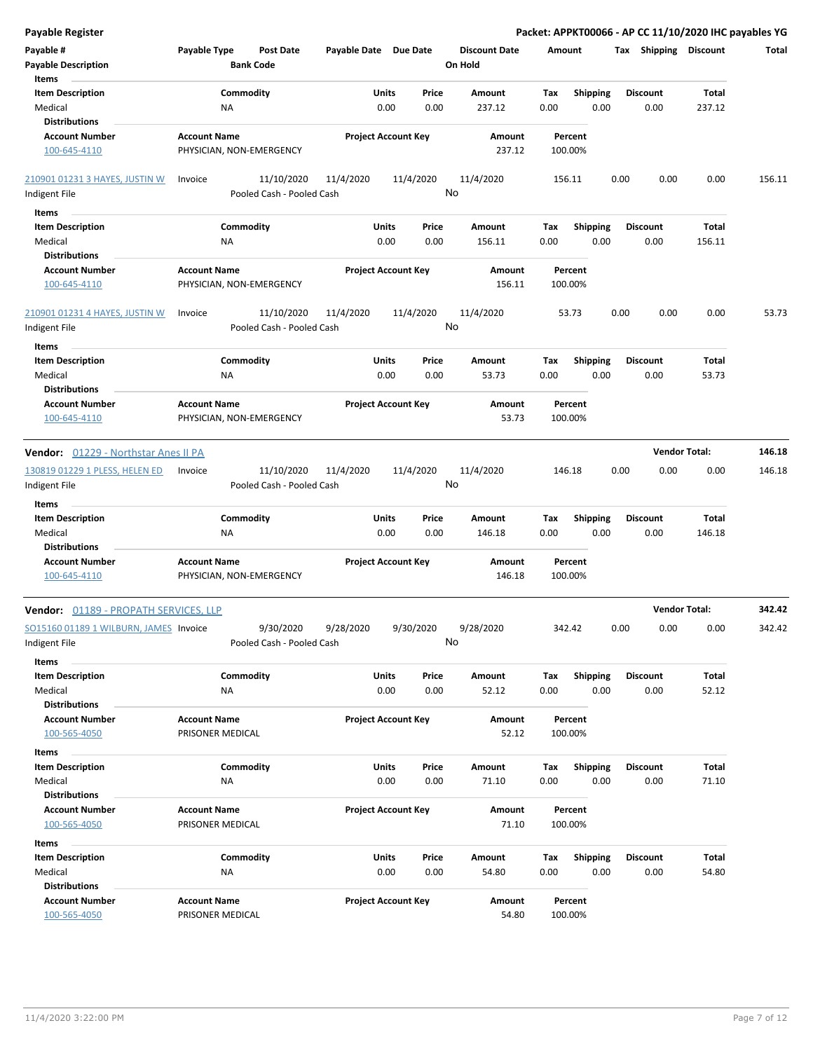**Payable Register** — **Packet: APPKT00066 - AP CC 11/10/2020 IHC payables YG**

| Payable # | Payable Type | Post Date | Payable Date | Due Date | Discount Date | Amount | Tax | Shipping | Discount | Total |
|---|---|---|---|---|---|---|---|---|---|---|
| Payable Description | | Bank Code | | | On Hold | | | | | |

**Items**

| Item Description | Commodity | Units | Price | Amount | Tax | Shipping | Discount | Total |
|---|---|---|---|---|---|---|---|---|
| Medical | NA | 0.00 | 0.00 | 237.12 | 0.00 | 0.00 | 0.00 | 237.12 |

**Distributions**

| Account Number | Account Name | Project Account Key | Amount | Percent |
|---|---|---|---|---|
| 100-645-4110 | PHYSICIAN, NON-EMERGENCY | | 237.12 | 100.00% |

| Payable # | Payable Type | Post Date | Payable Date | Due Date | Discount Date | Amount | Tax | Shipping | Discount | Total |
|---|---|---|---|---|---|---|---|---|---|---|
| 210901 01231 3 HAYES, JUSTIN W | Invoice | 11/10/2020 | 11/4/2020 | 11/4/2020 | 11/4/2020 | 156.11 | 0.00 | 0.00 | 0.00 | 156.11 |
| Indigent File | | Pooled Cash - Pooled Cash | | | No | | | | | |

**Items**

| Item Description | Commodity | Units | Price | Amount | Tax | Shipping | Discount | Total |
|---|---|---|---|---|---|---|---|---|
| Medical | NA | 0.00 | 0.00 | 156.11 | 0.00 | 0.00 | 0.00 | 156.11 |

**Distributions**

| Account Number | Account Name | Project Account Key | Amount | Percent |
|---|---|---|---|---|
| 100-645-4110 | PHYSICIAN, NON-EMERGENCY | | 156.11 | 100.00% |

| Payable # | Payable Type | Post Date | Payable Date | Due Date | Discount Date | Amount | Tax | Shipping | Discount | Total |
|---|---|---|---|---|---|---|---|---|---|---|
| 210901 01231 4 HAYES, JUSTIN W | Invoice | 11/10/2020 | 11/4/2020 | 11/4/2020 | 11/4/2020 | 53.73 | 0.00 | 0.00 | 0.00 | 53.73 |
| Indigent File | | Pooled Cash - Pooled Cash | | | No | | | | | |

**Items**

| Item Description | Commodity | Units | Price | Amount | Tax | Shipping | Discount | Total |
|---|---|---|---|---|---|---|---|---|
| Medical | NA | 0.00 | 0.00 | 53.73 | 0.00 | 0.00 | 0.00 | 53.73 |

**Distributions**

| Account Number | Account Name | Project Account Key | Amount | Percent |
|---|---|---|---|---|
| 100-645-4110 | PHYSICIAN, NON-EMERGENCY | | 53.73 | 100.00% |

**Vendor: 01229 - Northstar Anes II PA** — **Vendor Total: 146.18**

| Payable # | Payable Type | Post Date | Payable Date | Due Date | Discount Date | Amount | Tax | Shipping | Discount | Total |
|---|---|---|---|---|---|---|---|---|---|---|
| 130819 01229 1 PLESS, HELEN ED | Invoice | 11/10/2020 | 11/4/2020 | 11/4/2020 | 11/4/2020 | 146.18 | 0.00 | 0.00 | 0.00 | 146.18 |
| Indigent File | | Pooled Cash - Pooled Cash | | | No | | | | | |

**Items**

| Item Description | Commodity | Units | Price | Amount | Tax | Shipping | Discount | Total |
|---|---|---|---|---|---|---|---|---|
| Medical | NA | 0.00 | 0.00 | 146.18 | 0.00 | 0.00 | 0.00 | 146.18 |

**Distributions**

| Account Number | Account Name | Project Account Key | Amount | Percent |
|---|---|---|---|---|
| 100-645-4110 | PHYSICIAN, NON-EMERGENCY | | 146.18 | 100.00% |

**Vendor: 01189 - PROPATH SERVICES, LLP** — **Vendor Total: 342.42**

| Payable # | Payable Type | Post Date | Payable Date | Due Date | Discount Date | Amount | Tax | Shipping | Discount | Total |
|---|---|---|---|---|---|---|---|---|---|---|
| SO15160 01189 1 WILBURN, JAMES | Invoice | 9/30/2020 | 9/28/2020 | 9/30/2020 | 9/28/2020 | 342.42 | 0.00 | 0.00 | 0.00 | 342.42 |
| Indigent File | | Pooled Cash - Pooled Cash | | | No | | | | | |

**Items**

| Item Description | Commodity | Units | Price | Amount | Tax | Shipping | Discount | Total |
|---|---|---|---|---|---|---|---|---|
| Medical | NA | 0.00 | 0.00 | 52.12 | 0.00 | 0.00 | 0.00 | 52.12 |

**Distributions**

| Account Number | Account Name | Project Account Key | Amount | Percent |
|---|---|---|---|---|
| 100-565-4050 | PRISONER MEDICAL | | 52.12 | 100.00% |

**Items**

| Item Description | Commodity | Units | Price | Amount | Tax | Shipping | Discount | Total |
|---|---|---|---|---|---|---|---|---|
| Medical | NA | 0.00 | 0.00 | 71.10 | 0.00 | 0.00 | 0.00 | 71.10 |

**Distributions**

| Account Number | Account Name | Project Account Key | Amount | Percent |
|---|---|---|---|---|
| 100-565-4050 | PRISONER MEDICAL | | 71.10 | 100.00% |

**Items**

| Item Description | Commodity | Units | Price | Amount | Tax | Shipping | Discount | Total |
|---|---|---|---|---|---|---|---|---|
| Medical | NA | 0.00 | 0.00 | 54.80 | 0.00 | 0.00 | 0.00 | 54.80 |

**Distributions**

| Account Number | Account Name | Project Account Key | Amount | Percent |
|---|---|---|---|---|
| 100-565-4050 | PRISONER MEDICAL | | 54.80 | 100.00% |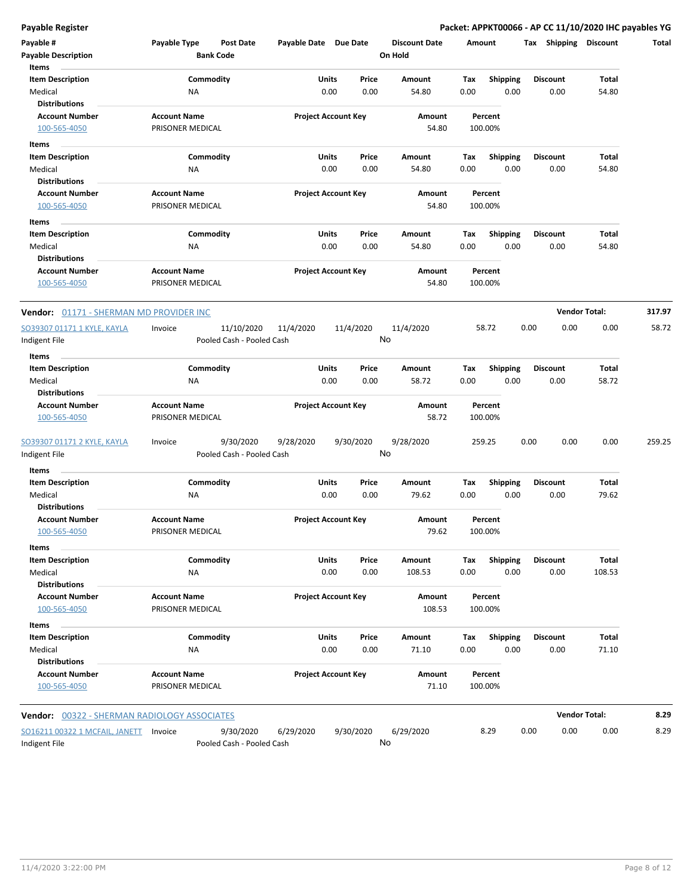| Payable # | Payable Type | Post Date | Payable Date | Due Date | Discount Date | Amount | Tax | Shipping | Discount | Total |
|---|---|---|---|---|---|---|---|---|---|---|
| Payable Description | | Bank Code | | | On Hold | | | | | |

**Items**

| Item Description | Commodity | Units | Price | Amount | Tax | Shipping | Discount | Total |
|---|---|---|---|---|---|---|---|---|
| Medical | NA | 0.00 | 0.00 | 54.80 | 0.00 | 0.00 | 0.00 | 54.80 |

**Distributions**

| Account Number | Account Name | Project Account Key | Amount | Percent |
|---|---|---|---|---|
| 100-565-4050 | PRISONER MEDICAL | | 54.80 | 100.00% |

**Items**

| Item Description | Commodity | Units | Price | Amount | Tax | Shipping | Discount | Total |
|---|---|---|---|---|---|---|---|---|
| Medical | NA | 0.00 | 0.00 | 54.80 | 0.00 | 0.00 | 0.00 | 54.80 |

**Distributions**

| Account Number | Account Name | Project Account Key | Amount | Percent |
|---|---|---|---|---|
| 100-565-4050 | PRISONER MEDICAL | | 54.80 | 100.00% |

**Items**

| Item Description | Commodity | Units | Price | Amount | Tax | Shipping | Discount | Total |
|---|---|---|---|---|---|---|---|---|
| Medical | NA | 0.00 | 0.00 | 54.80 | 0.00 | 0.00 | 0.00 | 54.80 |

**Distributions**

| Account Number | Account Name | Project Account Key | Amount | Percent |
|---|---|---|---|---|
| 100-565-4050 | PRISONER MEDICAL | | 54.80 | 100.00% |

**Vendor:** 01171 - SHERMAN MD PROVIDER INC — **Vendor Total:** 317.97

| Payable # | Payable Type | Post Date | Payable Date | Due Date | Discount Date | Amount | Tax | Shipping | Discount | Total |
|---|---|---|---|---|---|---|---|---|---|---|
| SO39307 01171 1 KYLE, KAYLA | Invoice | 11/10/2020 | 11/4/2020 | 11/4/2020 | 11/4/2020 | 58.72 | 0.00 | 0.00 | 0.00 | 58.72 |
| Indigent File | | Pooled Cash - Pooled Cash | | | No | | | | | |

**Items**

| Item Description | Commodity | Units | Price | Amount | Tax | Shipping | Discount | Total |
|---|---|---|---|---|---|---|---|---|
| Medical | NA | 0.00 | 0.00 | 58.72 | 0.00 | 0.00 | 0.00 | 58.72 |

**Distributions**

| Account Number | Account Name | Project Account Key | Amount | Percent |
|---|---|---|---|---|
| 100-565-4050 | PRISONER MEDICAL | | 58.72 | 100.00% |

| Payable # | Payable Type | Post Date | Payable Date | Due Date | Discount Date | Amount | Tax | Shipping | Discount | Total |
|---|---|---|---|---|---|---|---|---|---|---|
| SO39307 01171 2 KYLE, KAYLA | Invoice | 9/30/2020 | 9/28/2020 | 9/30/2020 | 9/28/2020 | 259.25 | 0.00 | 0.00 | 0.00 | 259.25 |
| Indigent File | | Pooled Cash - Pooled Cash | | | No | | | | | |

**Items**

| Item Description | Commodity | Units | Price | Amount | Tax | Shipping | Discount | Total |
|---|---|---|---|---|---|---|---|---|
| Medical | NA | 0.00 | 0.00 | 79.62 | 0.00 | 0.00 | 0.00 | 79.62 |

**Distributions**

| Account Number | Account Name | Project Account Key | Amount | Percent |
|---|---|---|---|---|
| 100-565-4050 | PRISONER MEDICAL | | 79.62 | 100.00% |

**Items**

| Item Description | Commodity | Units | Price | Amount | Tax | Shipping | Discount | Total |
|---|---|---|---|---|---|---|---|---|
| Medical | NA | 0.00 | 0.00 | 108.53 | 0.00 | 0.00 | 0.00 | 108.53 |

**Distributions**

| Account Number | Account Name | Project Account Key | Amount | Percent |
|---|---|---|---|---|
| 100-565-4050 | PRISONER MEDICAL | | 108.53 | 100.00% |

**Items**

| Item Description | Commodity | Units | Price | Amount | Tax | Shipping | Discount | Total |
|---|---|---|---|---|---|---|---|---|
| Medical | NA | 0.00 | 0.00 | 71.10 | 0.00 | 0.00 | 0.00 | 71.10 |

**Distributions**

| Account Number | Account Name | Project Account Key | Amount | Percent |
|---|---|---|---|---|
| 100-565-4050 | PRISONER MEDICAL | | 71.10 | 100.00% |

**Vendor:** 00322 - SHERMAN RADIOLOGY ASSOCIATES — **Vendor Total:** 8.29

| Payable # | Payable Type | Post Date | Payable Date | Due Date | Discount Date | Amount | Tax | Shipping | Discount | Total |
|---|---|---|---|---|---|---|---|---|---|---|
| SO16211 00322 1 MCFAIL, JANETT | Invoice | 9/30/2020 | 6/29/2020 | 9/30/2020 | 6/29/2020 | 8.29 | 0.00 | 0.00 | 0.00 | 8.29 |
| Indigent File | | Pooled Cash - Pooled Cash | | | No | | | | | |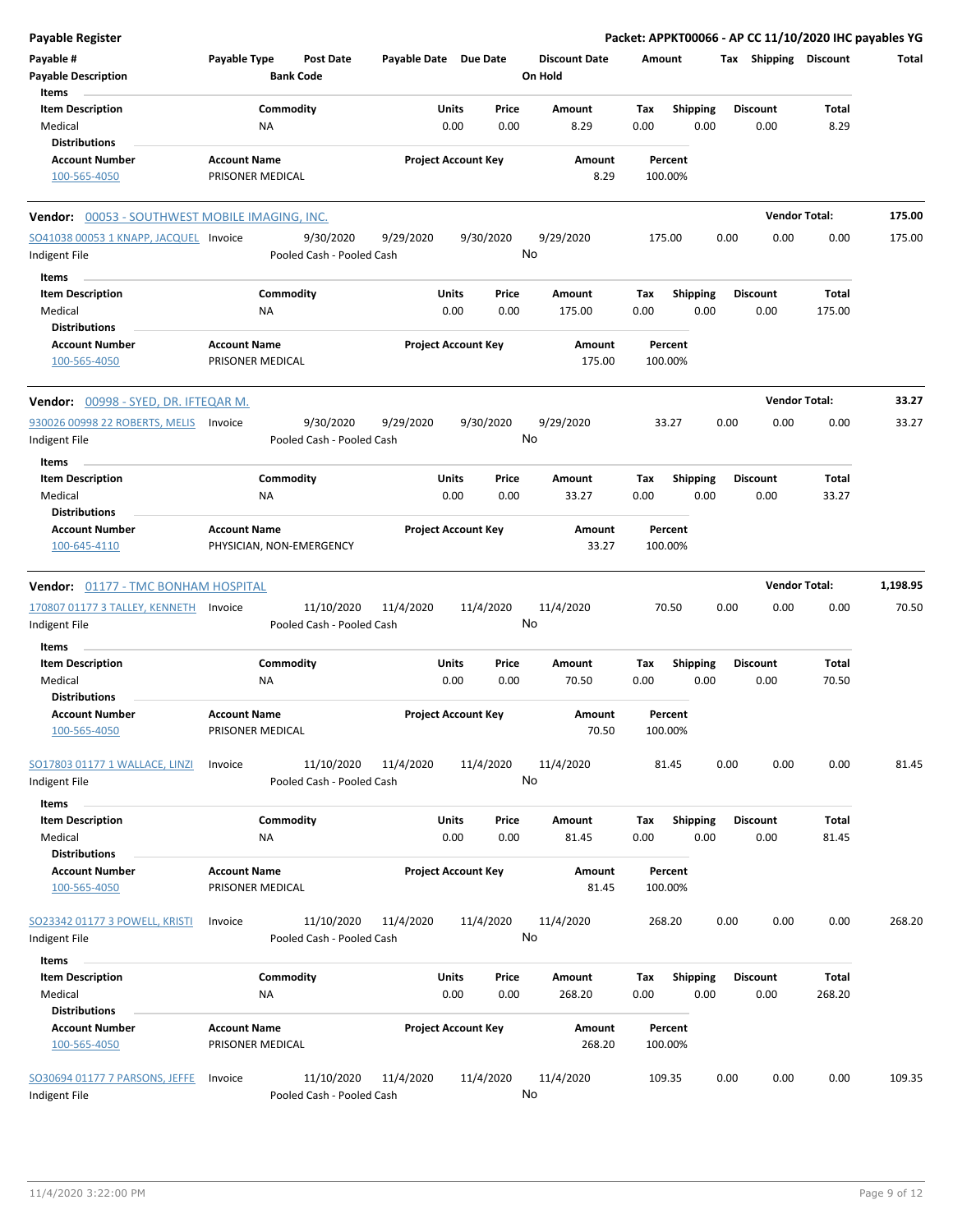**Payable Register** — Packet: APPKT00066 - AP CC 11/10/2020 IHC payables YG

| Payable # | Payable Type | Post Date | Payable Date | Due Date | Discount Date | Amount | Tax | Shipping | Discount | Total |
|---|---|---|---|---|---|---|---|---|---|---|
| Payable Description | | Bank Code | | | On Hold | | | | | |

**Items**

| Item Description | Commodity | Units | Price | Amount | Tax | Shipping | Discount | Total |
|---|---|---|---|---|---|---|---|---|
| Medical | NA | 0.00 | 0.00 | 8.29 | 0.00 | 0.00 | 0.00 | 8.29 |

**Distributions**

| Account Number | Account Name | Project Account Key | Amount | Percent |
|---|---|---|---|---|
| 100-565-4050 | PRISONER MEDICAL | | 8.29 | 100.00% |

---

**Vendor:** 00053 - SOUTHWEST MOBILE IMAGING, INC. — **Vendor Total:** 175.00

| Payable # | Payable Type | Post Date | Payable Date | Due Date | Discount Date | Amount | Tax | Shipping | Discount | Total |
|---|---|---|---|---|---|---|---|---|---|---|
| SO41038 00053 1 KNAPP, JACQUEL | Invoice | 9/30/2020 | 9/29/2020 | 9/30/2020 | 9/29/2020 | 175.00 | 0.00 | 0.00 | 0.00 | 175.00 |
| Indigent File | | Pooled Cash - Pooled Cash | | | No | | | | | |

**Items**

| Item Description | Commodity | Units | Price | Amount | Tax | Shipping | Discount | Total |
|---|---|---|---|---|---|---|---|---|
| Medical | NA | 0.00 | 0.00 | 175.00 | 0.00 | 0.00 | 0.00 | 175.00 |

**Distributions**

| Account Number | Account Name | Project Account Key | Amount | Percent |
|---|---|---|---|---|
| 100-565-4050 | PRISONER MEDICAL | | 175.00 | 100.00% |

---

**Vendor:** 00998 - SYED, DR. IFTEQAR M. — **Vendor Total:** 33.27

| Payable # | Payable Type | Post Date | Payable Date | Due Date | Discount Date | Amount | Tax | Shipping | Discount | Total |
|---|---|---|---|---|---|---|---|---|---|---|
| 930026 00998 22 ROBERTS, MELIS | Invoice | 9/30/2020 | 9/29/2020 | 9/30/2020 | 9/29/2020 | 33.27 | 0.00 | 0.00 | 0.00 | 33.27 |
| Indigent File | | Pooled Cash - Pooled Cash | | | No | | | | | |

**Items**

| Item Description | Commodity | Units | Price | Amount | Tax | Shipping | Discount | Total |
|---|---|---|---|---|---|---|---|---|
| Medical | NA | 0.00 | 0.00 | 33.27 | 0.00 | 0.00 | 0.00 | 33.27 |

**Distributions**

| Account Number | Account Name | Project Account Key | Amount | Percent |
|---|---|---|---|---|
| 100-645-4110 | PHYSICIAN, NON-EMERGENCY | | 33.27 | 100.00% |

---

**Vendor:** 01177 - TMC BONHAM HOSPITAL — **Vendor Total:** 1,198.95

| Payable # | Payable Type | Post Date | Payable Date | Due Date | Discount Date | Amount | Tax | Shipping | Discount | Total |
|---|---|---|---|---|---|---|---|---|---|---|
| 170807 01177 3 TALLEY, KENNETH | Invoice | 11/10/2020 | 11/4/2020 | 11/4/2020 | 11/4/2020 | 70.50 | 0.00 | 0.00 | 0.00 | 70.50 |
| Indigent File | | Pooled Cash - Pooled Cash | | | No | | | | | |

**Items**

| Item Description | Commodity | Units | Price | Amount | Tax | Shipping | Discount | Total |
|---|---|---|---|---|---|---|---|---|
| Medical | NA | 0.00 | 0.00 | 70.50 | 0.00 | 0.00 | 0.00 | 70.50 |

**Distributions**

| Account Number | Account Name | Project Account Key | Amount | Percent |
|---|---|---|---|---|
| 100-565-4050 | PRISONER MEDICAL | | 70.50 | 100.00% |

| Payable # | Payable Type | Post Date | Payable Date | Due Date | Discount Date | Amount | Tax | Shipping | Discount | Total |
|---|---|---|---|---|---|---|---|---|---|---|
| SO17803 01177 1 WALLACE, LINZI | Invoice | 11/10/2020 | 11/4/2020 | 11/4/2020 | 11/4/2020 | 81.45 | 0.00 | 0.00 | 0.00 | 81.45 |
| Indigent File | | Pooled Cash - Pooled Cash | | | No | | | | | |

**Items**

| Item Description | Commodity | Units | Price | Amount | Tax | Shipping | Discount | Total |
|---|---|---|---|---|---|---|---|---|
| Medical | NA | 0.00 | 0.00 | 81.45 | 0.00 | 0.00 | 0.00 | 81.45 |

**Distributions**

| Account Number | Account Name | Project Account Key | Amount | Percent |
|---|---|---|---|---|
| 100-565-4050 | PRISONER MEDICAL | | 81.45 | 100.00% |

| Payable # | Payable Type | Post Date | Payable Date | Due Date | Discount Date | Amount | Tax | Shipping | Discount | Total |
|---|---|---|---|---|---|---|---|---|---|---|
| SO23342 01177 3 POWELL, KRISTI | Invoice | 11/10/2020 | 11/4/2020 | 11/4/2020 | 11/4/2020 | 268.20 | 0.00 | 0.00 | 0.00 | 268.20 |
| Indigent File | | Pooled Cash - Pooled Cash | | | No | | | | | |

**Items**

| Item Description | Commodity | Units | Price | Amount | Tax | Shipping | Discount | Total |
|---|---|---|---|---|---|---|---|---|
| Medical | NA | 0.00 | 0.00 | 268.20 | 0.00 | 0.00 | 0.00 | 268.20 |

**Distributions**

| Account Number | Account Name | Project Account Key | Amount | Percent |
|---|---|---|---|---|
| 100-565-4050 | PRISONER MEDICAL | | 268.20 | 100.00% |

| Payable # | Payable Type | Post Date | Payable Date | Due Date | Discount Date | Amount | Tax | Shipping | Discount | Total |
|---|---|---|---|---|---|---|---|---|---|---|
| SO30694 01177 7 PARSONS, JEFFE | Invoice | 11/10/2020 | 11/4/2020 | 11/4/2020 | 11/4/2020 | 109.35 | 0.00 | 0.00 | 0.00 | 109.35 |
| Indigent File | | Pooled Cash - Pooled Cash | | | No | | | | | |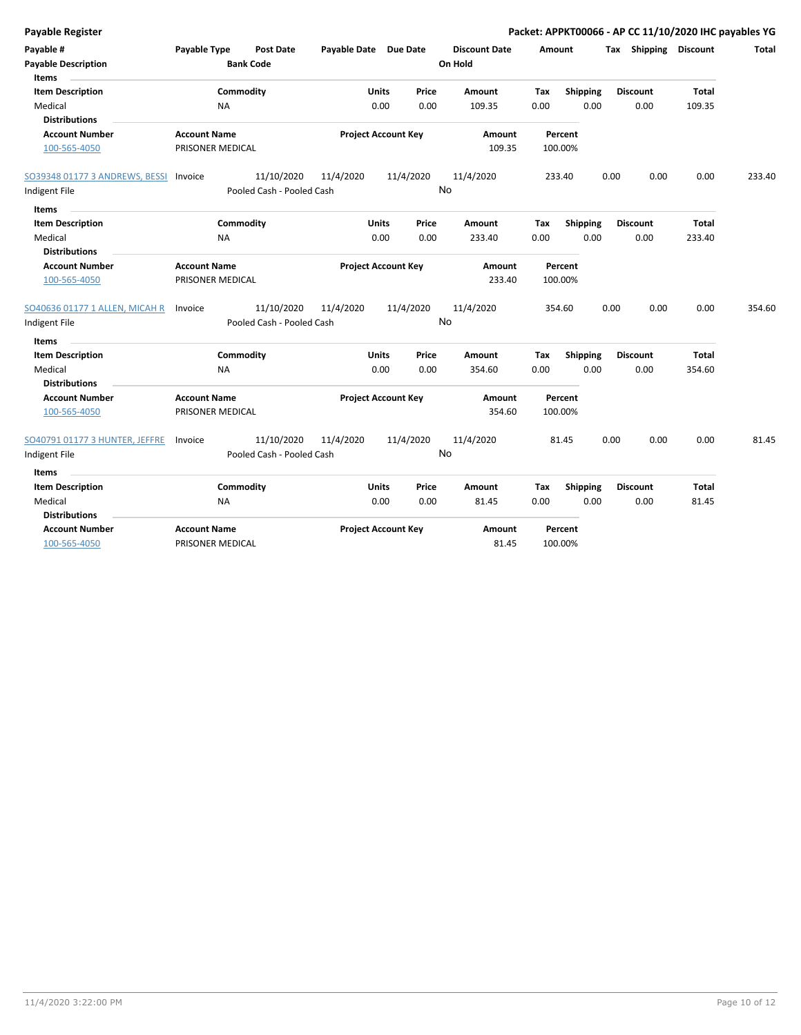| Payable # | Payable Type | Post Date | Payable Date | Due Date | Discount Date | Amount | Tax | Shipping | Discount | Total |
|---|---|---|---|---|---|---|---|---|---|---|
| Payable Description | | Bank Code | | | On Hold | | | | | |

**Items**

| Item Description | Commodity | Units | Price | Amount | Tax | Shipping | Discount | Total |
|---|---|---|---|---|---|---|---|---|
| Medical | NA | 0.00 | 0.00 | 109.35 | 0.00 | 0.00 | 0.00 | 109.35 |

**Distributions**

| Account Number | Account Name | Project Account Key | Amount | Percent |
|---|---|---|---|---|
| 100-565-4050 | PRISONER MEDICAL | | 109.35 | 100.00% |

| Payable # | Payable Type | Post Date | Payable Date | Due Date | Discount Date | Amount | Tax | Shipping | Discount | Total |
|---|---|---|---|---|---|---|---|---|---|---|
| SO39348 01177 3 ANDREWS, BESSI | Invoice | 11/10/2020 | 11/4/2020 | 11/4/2020 | 11/4/2020 | 233.40 | 0.00 | 0.00 | 0.00 | 233.40 |
| Indigent File | | Pooled Cash - Pooled Cash | | | No | | | | | |

**Items**

| Item Description | Commodity | Units | Price | Amount | Tax | Shipping | Discount | Total |
|---|---|---|---|---|---|---|---|---|
| Medical | NA | 0.00 | 0.00 | 233.40 | 0.00 | 0.00 | 0.00 | 233.40 |

**Distributions**

| Account Number | Account Name | Project Account Key | Amount | Percent |
|---|---|---|---|---|
| 100-565-4050 | PRISONER MEDICAL | | 233.40 | 100.00% |

| Payable # | Payable Type | Post Date | Payable Date | Due Date | Discount Date | Amount | Tax | Shipping | Discount | Total |
|---|---|---|---|---|---|---|---|---|---|---|
| SO40636 01177 1 ALLEN, MICAH R | Invoice | 11/10/2020 | 11/4/2020 | 11/4/2020 | 11/4/2020 | 354.60 | 0.00 | 0.00 | 0.00 | 354.60 |
| Indigent File | | Pooled Cash - Pooled Cash | | | No | | | | | |

**Items**

| Item Description | Commodity | Units | Price | Amount | Tax | Shipping | Discount | Total |
|---|---|---|---|---|---|---|---|---|
| Medical | NA | 0.00 | 0.00 | 354.60 | 0.00 | 0.00 | 0.00 | 354.60 |

**Distributions**

| Account Number | Account Name | Project Account Key | Amount | Percent |
|---|---|---|---|---|
| 100-565-4050 | PRISONER MEDICAL | | 354.60 | 100.00% |

| Payable # | Payable Type | Post Date | Payable Date | Due Date | Discount Date | Amount | Tax | Shipping | Discount | Total |
|---|---|---|---|---|---|---|---|---|---|---|
| SO40791 01177 3 HUNTER, JEFFRE | Invoice | 11/10/2020 | 11/4/2020 | 11/4/2020 | 11/4/2020 | 81.45 | 0.00 | 0.00 | 0.00 | 81.45 |
| Indigent File | | Pooled Cash - Pooled Cash | | | No | | | | | |

**Items**

| Item Description | Commodity | Units | Price | Amount | Tax | Shipping | Discount | Total |
|---|---|---|---|---|---|---|---|---|
| Medical | NA | 0.00 | 0.00 | 81.45 | 0.00 | 0.00 | 0.00 | 81.45 |

**Distributions**

| Account Number | Account Name | Project Account Key | Amount | Percent |
|---|---|---|---|---|
| 100-565-4050 | PRISONER MEDICAL | | 81.45 | 100.00% |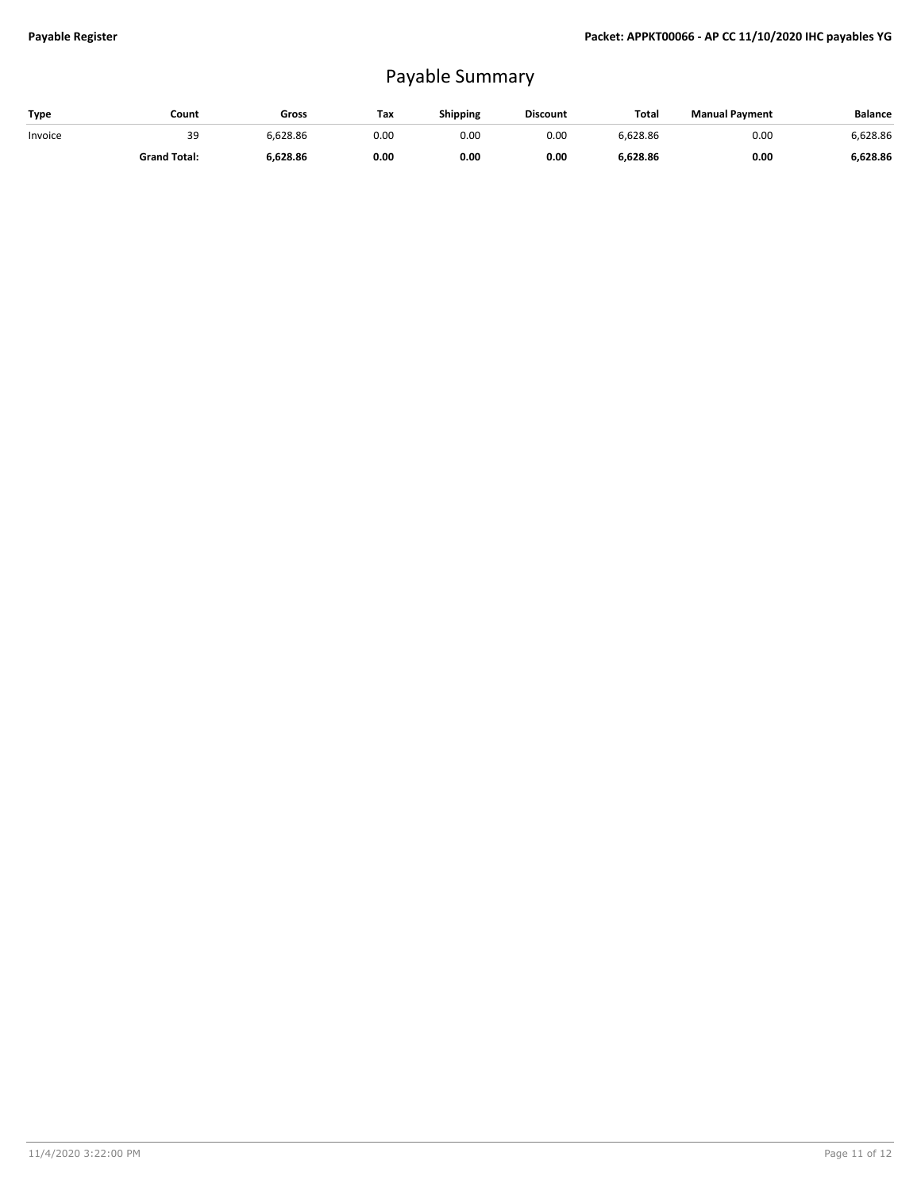# Payable Summary

| Type | Count | Gross | Tax | Shipping | Discount | Total | Manual Payment | Balance |
|---|---|---|---|---|---|---|---|---|
| Invoice | 39 | 6,628.86 | 0.00 | 0.00 | 0.00 | 6,628.86 | 0.00 | 6,628.86 |
| | **Grand Total:** | **6,628.86** | **0.00** | **0.00** | **0.00** | **6,628.86** | **0.00** | **6,628.86** |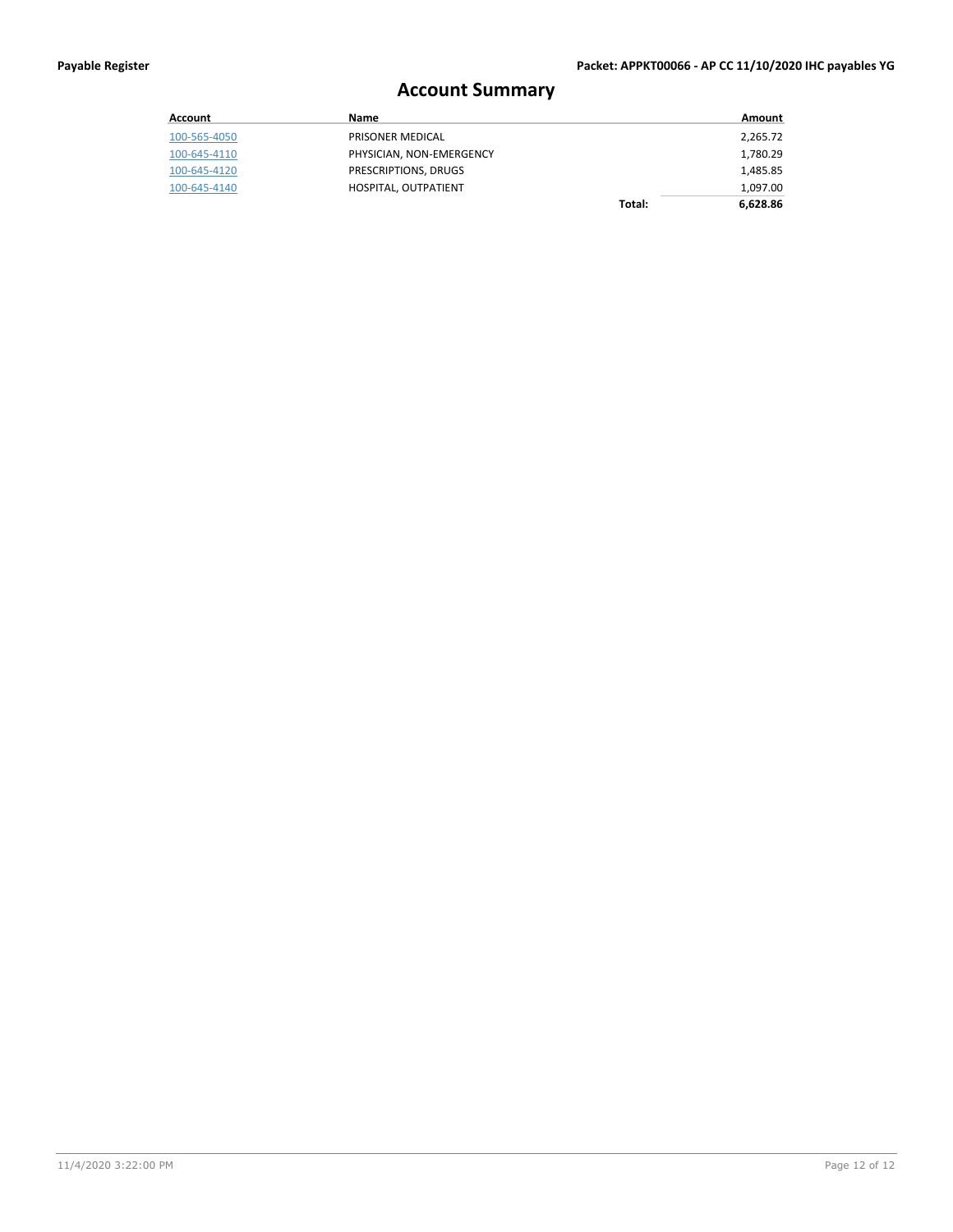# Account Summary

| Account | Name | | Amount |
|---|---|---|---|
| 100-565-4050 | PRISONER MEDICAL | | 2,265.72 |
| 100-645-4110 | PHYSICIAN, NON-EMERGENCY | | 1,780.29 |
| 100-645-4120 | PRESCRIPTIONS, DRUGS | | 1,485.85 |
| 100-645-4140 | HOSPITAL, OUTPATIENT | | 1,097.00 |
| | | **Total:** | **6,628.86** |